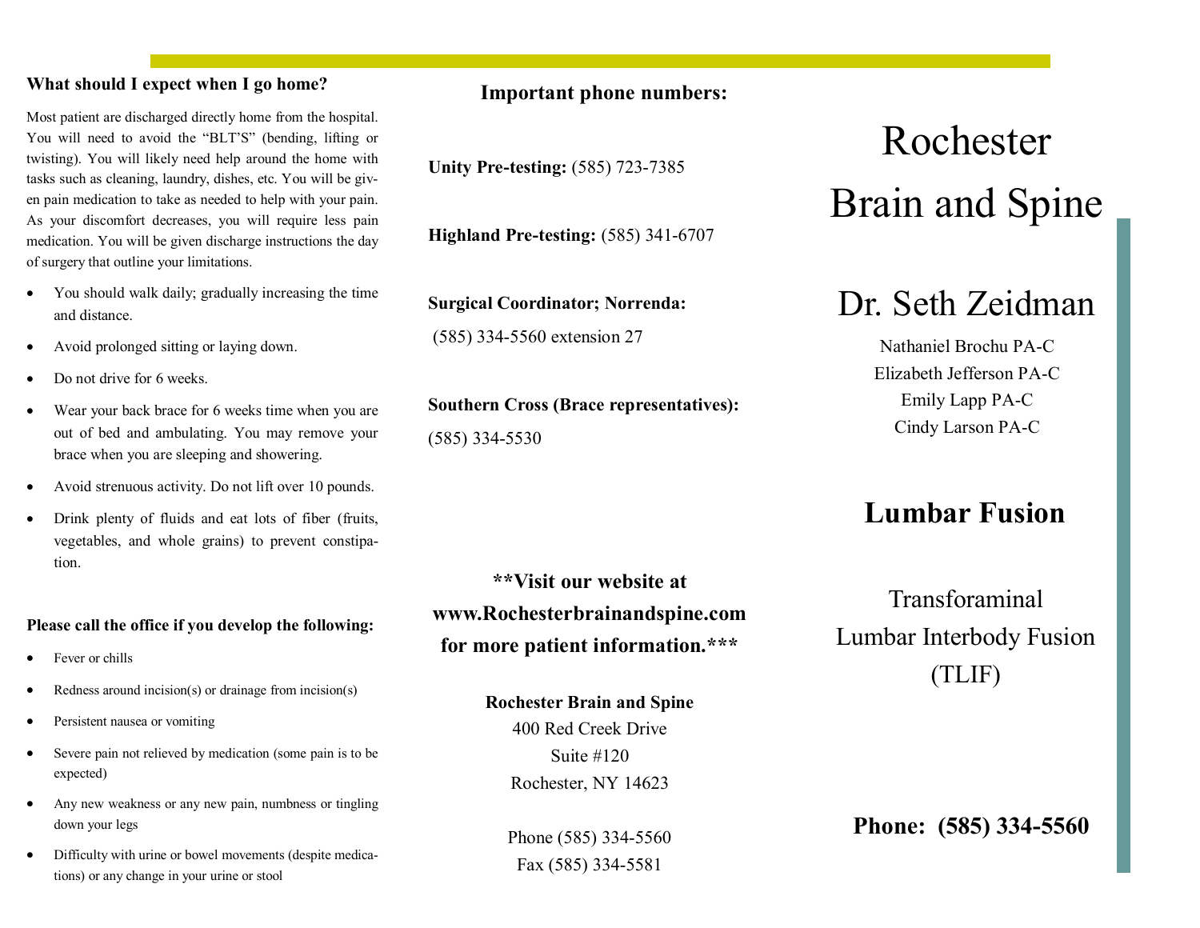## What should I expect when I go home?

Most patient are discharged directly home from the hospital. You will need to avoid the "BLT'S" (bending, lifting or twisting). You will likely need help around the home with tasks such as cleaning, laundry, dishes, etc. You will be given pain medication to take as needed to help with your pain. As your discomfort decreases, you will require less pain medication. You will be given discharge instructions the day of surgery that outline your limitations.

- You should walk daily; gradually increasing the time and distance.
- Avoid prolonged sitting or laying down.
- Do not drive for 6 weeks.
- Wear your back brace for 6 weeks time when you are out of bed and ambulating. You may remove your brace when you are sleeping and showering.
- Avoid strenuous activity. Do not lift over 10 pounds.
- Drink plenty of fluids and eat lots of fiber (fruits, vegetables, and whole grains) to prevent constipation.

**Please call the office if you develop the following:**

- Fever or chills
- Redness around incision(s) or drainage from incision(s)
- Persistent nausea or vomiting
- Severe pain not relieved by medication (some pain is to be expected)
- Any new weakness or any new pain, numbness or tingling down your legs
- Difficulty with urine or bowel movements (despite medications) or any change in your urine or stool

## Important phone numbers:

**Unity Pre-testing:** (585) 723-7385

**Highland Pre-testing:** (585) 341-6707

**Surgical Coordinator; Norrenda:**
(585) 334-5560 extension 27

**Southern Cross (Brace representatives):**
(585) 334-5530

**\*\*Visit our website at www.Rochesterbrainandspine.com for more patient information.\*\*\***

**Rochester Brain and Spine**
400 Red Creek Drive
Suite #120
Rochester, NY 14623

Phone (585) 334-5560
Fax (585) 334-5581

# Rochester Brain and Spine

## Dr. Seth Zeidman

Nathaniel Brochu PA-C
Elizabeth Jefferson PA-C
Emily Lapp PA-C
Cindy Larson PA-C

## Lumbar Fusion

Transforaminal Lumbar Interbody Fusion (TLIF)

**Phone: (585) 334-5560**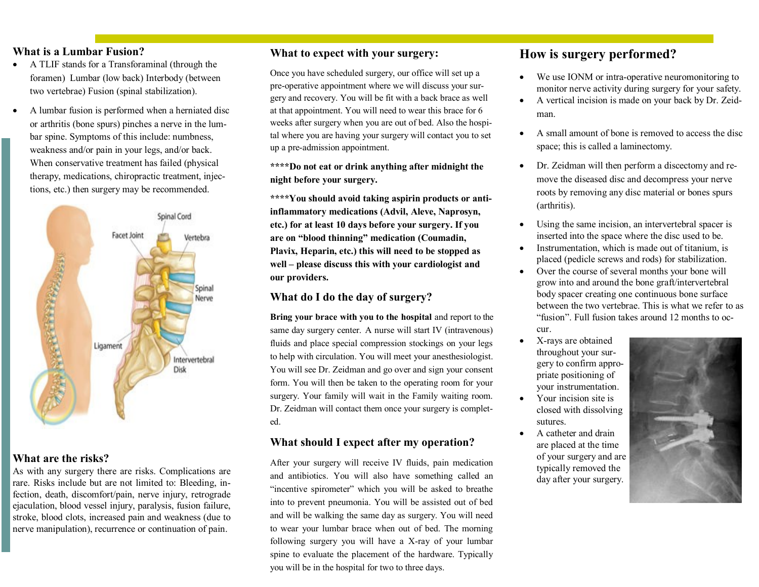## What is a Lumbar Fusion?

- A TLIF stands for a Transforaminal (through the foramen) Lumbar (low back) Interbody (between two vertebrae) Fusion (spinal stabilization).
- A lumbar fusion is performed when a herniated disc or arthritis (bone spurs) pinches a nerve in the lumbar spine. Symptoms of this include: numbness, weakness and/or pain in your legs, and/or back. When conservative treatment has failed (physical therapy, medications, chiropractic treatment, injections, etc.) then surgery may be recommended.

Spinal Cord
Facet Joint
Vertebra
Spinal Nerve
Ligament
Intervertebral Disk

## What are the risks?

As with any surgery there are risks. Complications are rare. Risks include but are not limited to: Bleeding, infection, death, discomfort/pain, nerve injury, retrograde ejaculation, blood vessel injury, paralysis, fusion failure, stroke, blood clots, increased pain and weakness (due to nerve manipulation), recurrence or continuation of pain.

## What to expect with your surgery:

Once you have scheduled surgery, our office will set up a pre-operative appointment where we will discuss your surgery and recovery. You will be fit with a back brace as well at that appointment. You will need to wear this brace for 6 weeks after surgery when you are out of bed. Also the hospital where you are having your surgery will contact you to set up a pre-admission appointment.

**\*\*\*\*Do not eat or drink anything after midnight the night before your surgery.**

**\*\*\*\*You should avoid taking aspirin products or anti-inflammatory medications (Advil, Aleve, Naprosyn, etc.) for at least 10 days before your surgery. If you are on "blood thinning" medication (Coumadin, Plavix, Heparin, etc.) this will need to be stopped as well – please discuss this with your cardiologist and our providers.**

## What do I do the day of surgery?

**Bring your brace with you to the hospital** and report to the same day surgery center. A nurse will start IV (intravenous) fluids and place special compression stockings on your legs to help with circulation. You will meet your anesthesiologist. You will see Dr. Zeidman and go over and sign your consent form. You will then be taken to the operating room for your surgery. Your family will wait in the Family waiting room. Dr. Zeidman will contact them once your surgery is completed.

## What should I expect after my operation?

After your surgery will receive IV fluids, pain medication and antibiotics. You will also have something called an "incentive spirometer" which you will be asked to breathe into to prevent pneumonia. You will be assisted out of bed and will be walking the same day as surgery. You will need to wear your lumbar brace when out of bed. The morning following surgery you will have a X-ray of your lumbar spine to evaluate the placement of the hardware. Typically you will be in the hospital for two to three days.

## How is surgery performed?

- We use IONM or intra-operative neuromonitoring to monitor nerve activity during surgery for your safety.
- A vertical incision is made on your back by Dr. Zeidman.
- A small amount of bone is removed to access the disc space; this is called a laminectomy.
- Dr. Zeidman will then perform a discectomy and remove the diseased disc and decompress your nerve roots by removing any disc material or bones spurs (arthritis).
- Using the same incision, an intervertebral spacer is inserted into the space where the disc used to be.
- Instrumentation, which is made out of titanium, is placed (pedicle screws and rods) for stabilization.
- Over the course of several months your bone will grow into and around the bone graft/intervertebral body spacer creating one continuous bone surface between the two vertebrae. This is what we refer to as "fusion". Full fusion takes around 12 months to occur.
- X-rays are obtained throughout your surgery to confirm appropriate positioning of your instrumentation.
- Your incision site is closed with dissolving sutures.
- A catheter and drain are placed at the time of your surgery and are typically removed the day after your surgery.